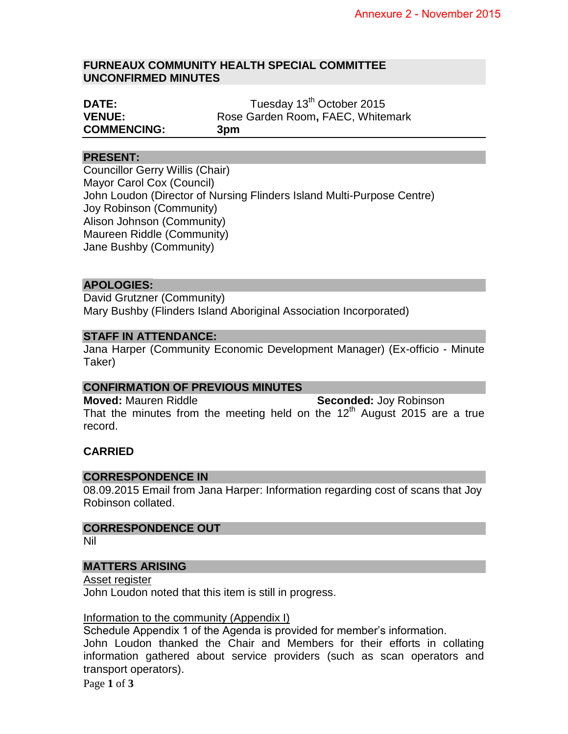Annexure 2 - November 2015

# FURNEAUX COMMUNITY HEALTH SPECIAL COMMITTEE UNCONFIRMED MINUTES

**DATE:** Tuesday 13th October 2015
**VENUE:** Rose Garden Room**,** FAEC, Whitemark
**COMMENCING:** **3pm**

## PRESENT:

Councillor Gerry Willis (Chair)
Mayor Carol Cox (Council)
John Loudon (Director of Nursing Flinders Island Multi-Purpose Centre)
Joy Robinson (Community)
Alison Johnson (Community)
Maureen Riddle (Community)
Jane Bushby (Community)

## APOLOGIES:

David Grutzner (Community)
Mary Bushby (Flinders Island Aboriginal Association Incorporated)

## STAFF IN ATTENDANCE:

Jana Harper (Community Economic Development Manager) (Ex-officio - Minute Taker)

## CONFIRMATION OF PREVIOUS MINUTES

**Moved:** Mauren Riddle **Seconded:** Joy Robinson

That the minutes from the meeting held on the 12th August 2015 are a true record.

**CARRIED**

## CORRESPONDENCE IN

08.09.2015 Email from Jana Harper: Information regarding cost of scans that Joy Robinson collated.

## CORRESPONDENCE OUT

Nil

## MATTERS ARISING

Asset register

John Loudon noted that this item is still in progress.

Information to the community (Appendix I)

Schedule Appendix 1 of the Agenda is provided for member's information.
John Loudon thanked the Chair and Members for their efforts in collating information gathered about service providers (such as scan operators and transport operators).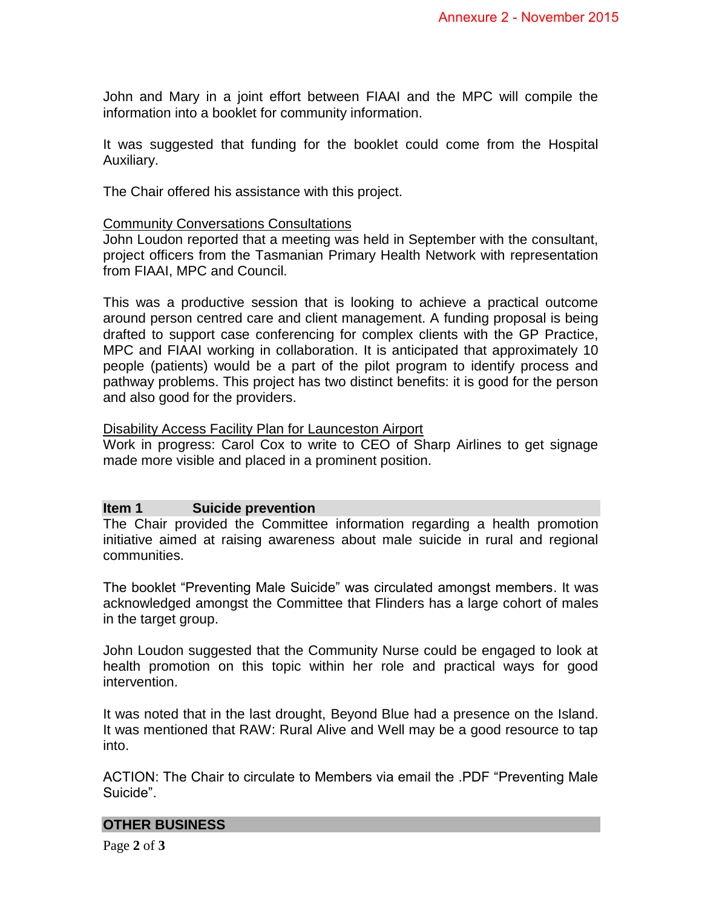John and Mary in a joint effort between FIAAI and the MPC will compile the information into a booklet for community information.

It was suggested that funding for the booklet could come from the Hospital Auxiliary.

The Chair offered his assistance with this project.

Community Conversations Consultations
John Loudon reported that a meeting was held in September with the consultant, project officers from the Tasmanian Primary Health Network with representation from FIAAI, MPC and Council.

This was a productive session that is looking to achieve a practical outcome around person centred care and client management. A funding proposal is being drafted to support case conferencing for complex clients with the GP Practice, MPC and FIAAI working in collaboration. It is anticipated that approximately 10 people (patients) would be a part of the pilot program to identify process and pathway problems. This project has two distinct benefits: it is good for the person and also good for the providers.

Disability Access Facility Plan for Launceston Airport
Work in progress: Carol Cox to write to CEO of Sharp Airlines to get signage made more visible and placed in a prominent position.

## Item 1 Suicide prevention

The Chair provided the Committee information regarding a health promotion initiative aimed at raising awareness about male suicide in rural and regional communities.

The booklet "Preventing Male Suicide" was circulated amongst members. It was acknowledged amongst the Committee that Flinders has a large cohort of males in the target group.

John Loudon suggested that the Community Nurse could be engaged to look at health promotion on this topic within her role and practical ways for good intervention.

It was noted that in the last drought, Beyond Blue had a presence on the Island. It was mentioned that RAW: Rural Alive and Well may be a good resource to tap into.

ACTION: The Chair to circulate to Members via email the .PDF "Preventing Male Suicide".

## OTHER BUSINESS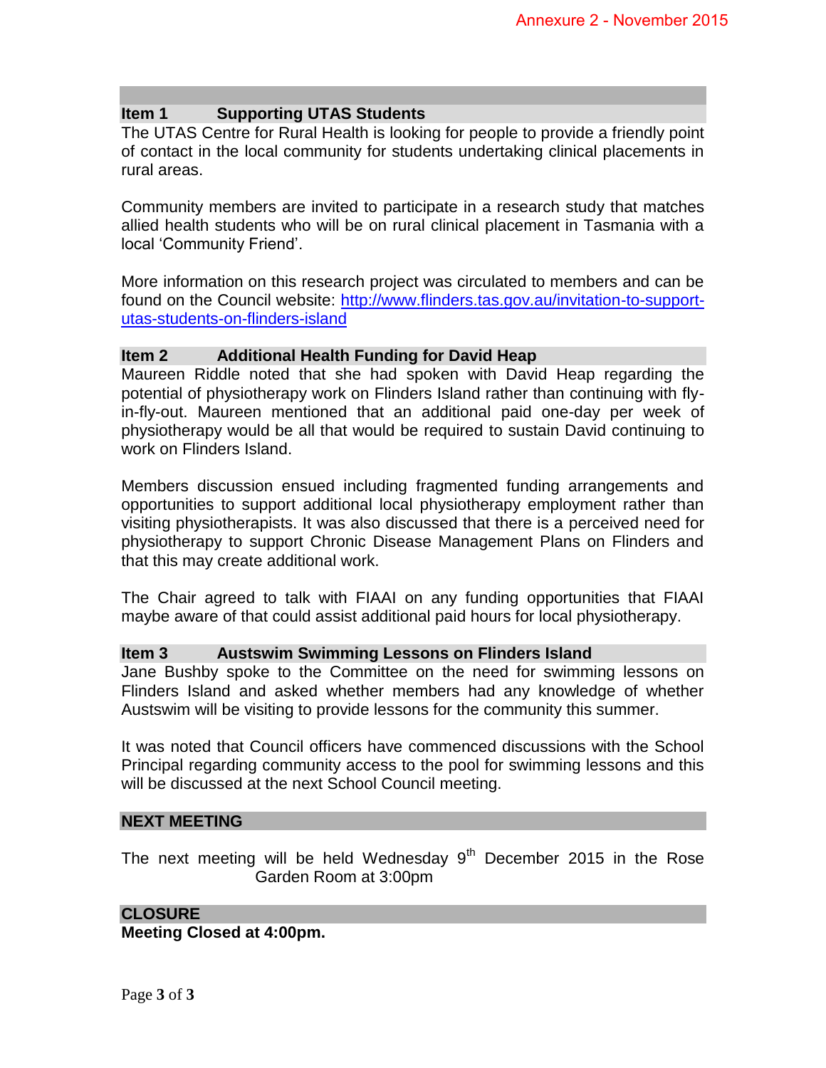## Item 1 Supporting UTAS Students

The UTAS Centre for Rural Health is looking for people to provide a friendly point of contact in the local community for students undertaking clinical placements in rural areas.

Community members are invited to participate in a research study that matches allied health students who will be on rural clinical placement in Tasmania with a local 'Community Friend'.

More information on this research project was circulated to members and can be found on the Council website: http://www.flinders.tas.gov.au/invitation-to-support-utas-students-on-flinders-island

## Item 2 Additional Health Funding for David Heap

Maureen Riddle noted that she had spoken with David Heap regarding the potential of physiotherapy work on Flinders Island rather than continuing with fly-in-fly-out. Maureen mentioned that an additional paid one-day per week of physiotherapy would be all that would be required to sustain David continuing to work on Flinders Island.

Members discussion ensued including fragmented funding arrangements and opportunities to support additional local physiotherapy employment rather than visiting physiotherapists. It was also discussed that there is a perceived need for physiotherapy to support Chronic Disease Management Plans on Flinders and that this may create additional work.

The Chair agreed to talk with FIAAI on any funding opportunities that FIAAI maybe aware of that could assist additional paid hours for local physiotherapy.

## Item 3 Austswim Swimming Lessons on Flinders Island

Jane Bushby spoke to the Committee on the need for swimming lessons on Flinders Island and asked whether members had any knowledge of whether Austswim will be visiting to provide lessons for the community this summer.

It was noted that Council officers have commenced discussions with the School Principal regarding community access to the pool for swimming lessons and this will be discussed at the next School Council meeting.

## NEXT MEETING

The next meeting will be held Wednesday 9th December 2015 in the Rose Garden Room at 3:00pm

## CLOSURE

**Meeting Closed at 4:00pm.**